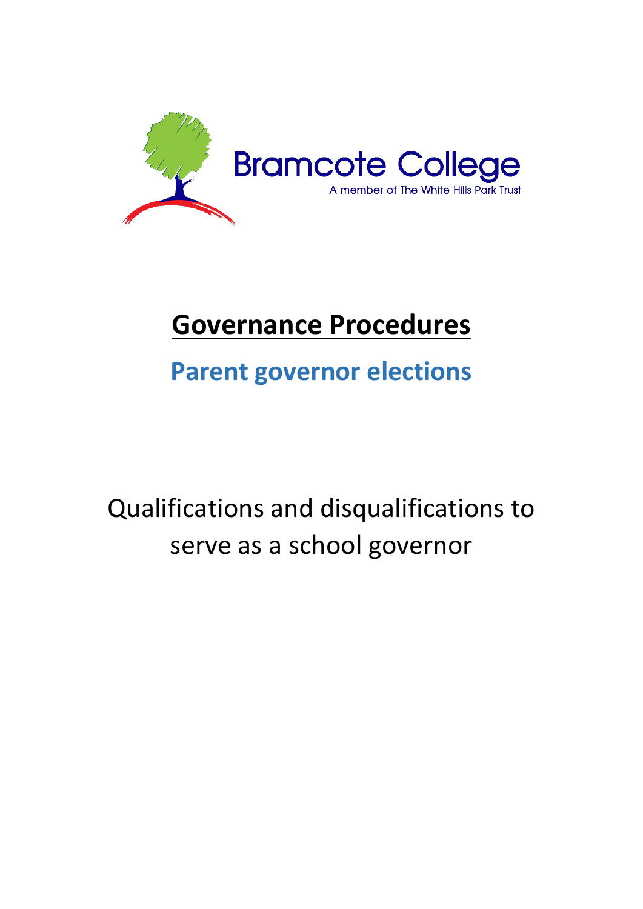Bramcote College

A member of The White Hills Park Trust

# Governance Procedures

## Parent governor elections

Qualifications and disqualifications to serve as a school governor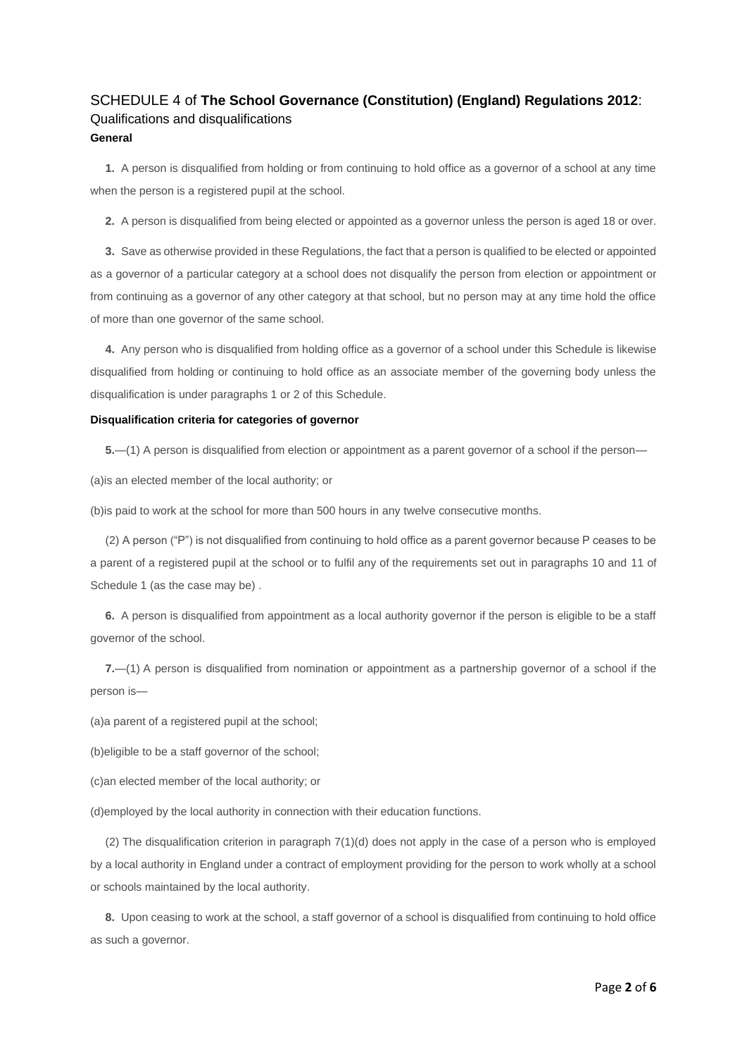# SCHEDULE 4 of **The School Governance (Constitution) (England) Regulations 2012**:

Qualifications and disqualifications

**General**

**1.** A person is disqualified from holding or from continuing to hold office as a governor of a school at any time when the person is a registered pupil at the school.

**2.** A person is disqualified from being elected or appointed as a governor unless the person is aged 18 or over.

**3.** Save as otherwise provided in these Regulations, the fact that a person is qualified to be elected or appointed as a governor of a particular category at a school does not disqualify the person from election or appointment or from continuing as a governor of any other category at that school, but no person may at any time hold the office of more than one governor of the same school.

**4.** Any person who is disqualified from holding office as a governor of a school under this Schedule is likewise disqualified from holding or continuing to hold office as an associate member of the governing body unless the disqualification is under paragraphs 1 or 2 of this Schedule.

**Disqualification criteria for categories of governor**

**5.**—(1) A person is disqualified from election or appointment as a parent governor of a school if the person—

(a)is an elected member of the local authority; or

(b)is paid to work at the school for more than 500 hours in any twelve consecutive months.

(2) A person ("P") is not disqualified from continuing to hold office as a parent governor because P ceases to be a parent of a registered pupil at the school or to fulfil any of the requirements set out in paragraphs 10 and 11 of Schedule 1 (as the case may be) .

**6.** A person is disqualified from appointment as a local authority governor if the person is eligible to be a staff governor of the school.

**7.**—(1) A person is disqualified from nomination or appointment as a partnership governor of a school if the person is—

(a)a parent of a registered pupil at the school;

(b)eligible to be a staff governor of the school;

(c)an elected member of the local authority; or

(d)employed by the local authority in connection with their education functions.

(2) The disqualification criterion in paragraph 7(1)(d) does not apply in the case of a person who is employed by a local authority in England under a contract of employment providing for the person to work wholly at a school or schools maintained by the local authority.

**8.** Upon ceasing to work at the school, a staff governor of a school is disqualified from continuing to hold office as such a governor.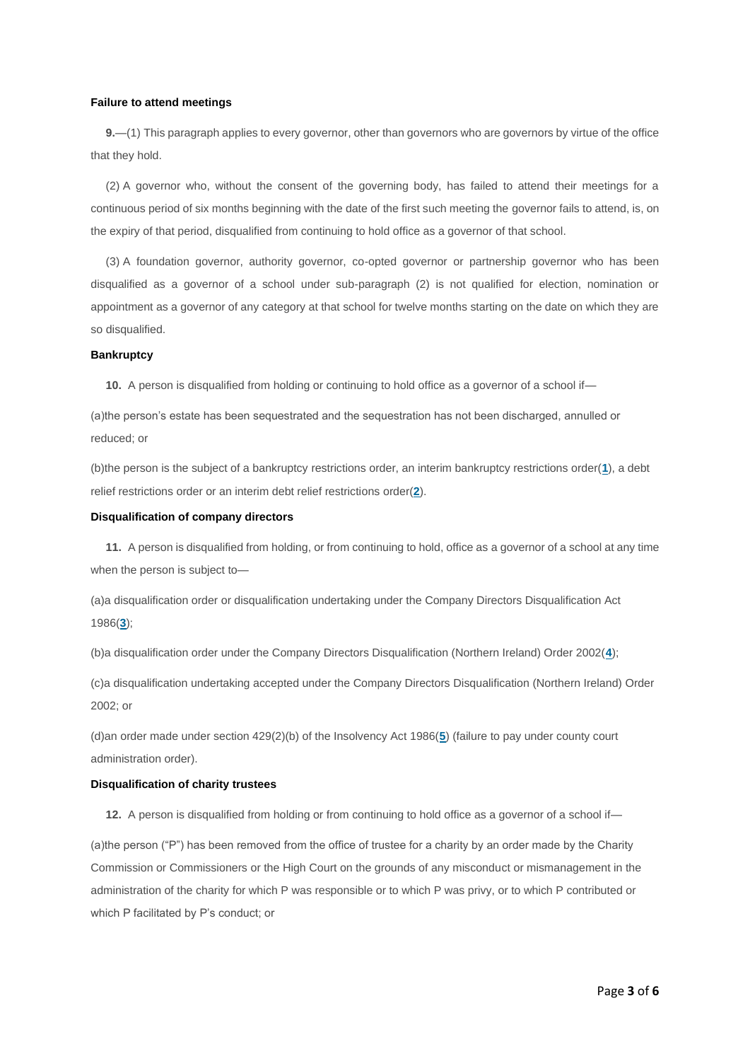**Failure to attend meetings**

**9.**—(1) This paragraph applies to every governor, other than governors who are governors by virtue of the office that they hold.

(2) A governor who, without the consent of the governing body, has failed to attend their meetings for a continuous period of six months beginning with the date of the first such meeting the governor fails to attend, is, on the expiry of that period, disqualified from continuing to hold office as a governor of that school.

(3) A foundation governor, authority governor, co-opted governor or partnership governor who has been disqualified as a governor of a school under sub-paragraph (2) is not qualified for election, nomination or appointment as a governor of any category at that school for twelve months starting on the date on which they are so disqualified.

**Bankruptcy**

**10.** A person is disqualified from holding or continuing to hold office as a governor of a school if—

(a)the person's estate has been sequestrated and the sequestration has not been discharged, annulled or reduced; or

(b)the person is the subject of a bankruptcy restrictions order, an interim bankruptcy restrictions order([1]), a debt relief restrictions order or an interim debt relief restrictions order([2]).

**Disqualification of company directors**

**11.** A person is disqualified from holding, or from continuing to hold, office as a governor of a school at any time when the person is subject to—

(a)a disqualification order or disqualification undertaking under the Company Directors Disqualification Act 1986([3]);

(b)a disqualification order under the Company Directors Disqualification (Northern Ireland) Order 2002([4]);

(c)a disqualification undertaking accepted under the Company Directors Disqualification (Northern Ireland) Order 2002; or

(d)an order made under section 429(2)(b) of the Insolvency Act 1986([5]) (failure to pay under county court administration order).

**Disqualification of charity trustees**

**12.** A person is disqualified from holding or from continuing to hold office as a governor of a school if—

(a)the person ("P") has been removed from the office of trustee for a charity by an order made by the Charity Commission or Commissioners or the High Court on the grounds of any misconduct or mismanagement in the administration of the charity for which P was responsible or to which P was privy, or to which P contributed or which P facilitated by P's conduct; or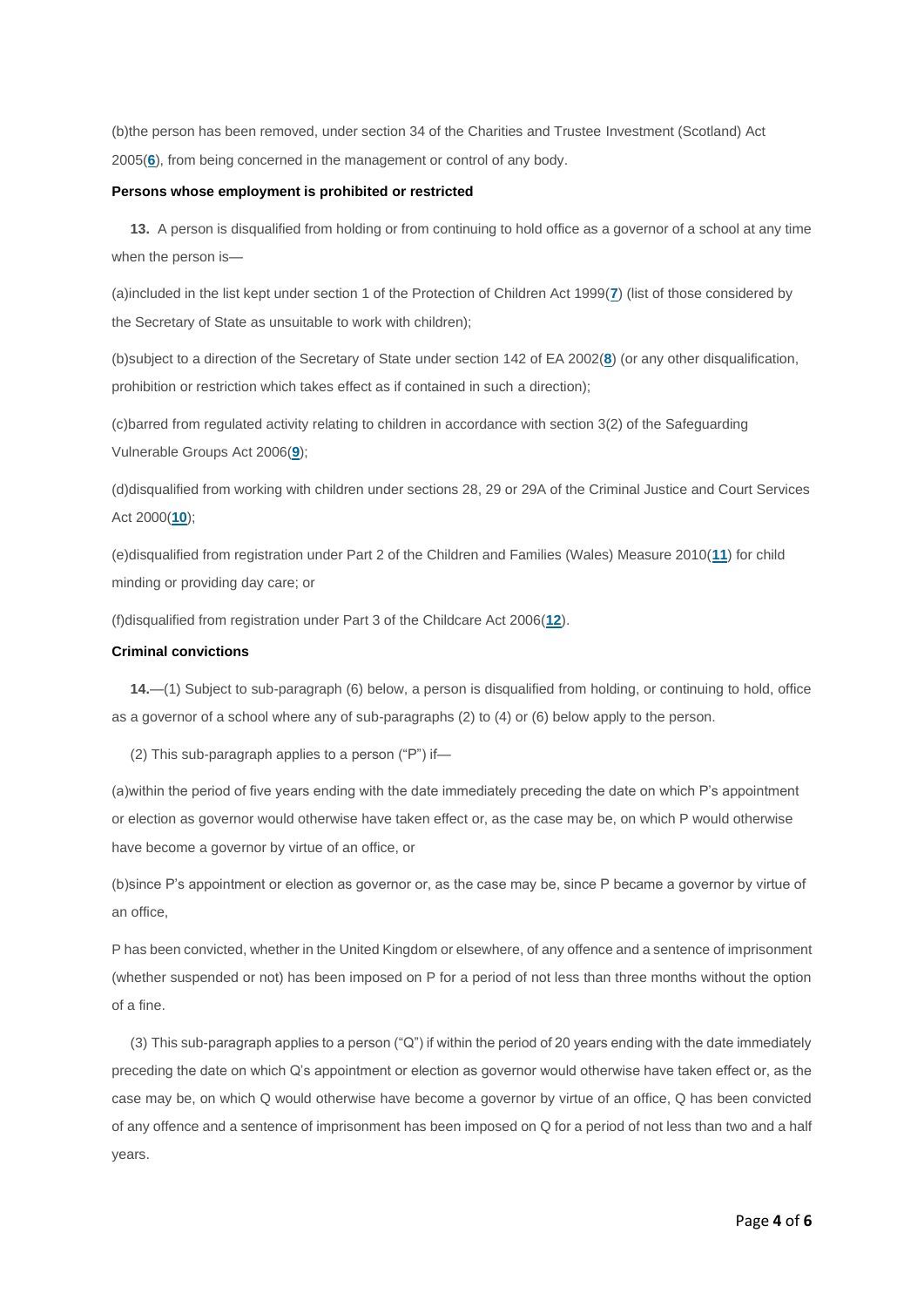(b)the person has been removed, under section 34 of the Charities and Trustee Investment (Scotland) Act 2005([6]), from being concerned in the management or control of any body.

**Persons whose employment is prohibited or restricted**

**13.** A person is disqualified from holding or from continuing to hold office as a governor of a school at any time when the person is—

(a)included in the list kept under section 1 of the Protection of Children Act 1999([7]) (list of those considered by the Secretary of State as unsuitable to work with children);

(b)subject to a direction of the Secretary of State under section 142 of EA 2002([8]) (or any other disqualification, prohibition or restriction which takes effect as if contained in such a direction);

(c)barred from regulated activity relating to children in accordance with section 3(2) of the Safeguarding Vulnerable Groups Act 2006([9]);

(d)disqualified from working with children under sections 28, 29 or 29A of the Criminal Justice and Court Services Act 2000([10]);

(e)disqualified from registration under Part 2 of the Children and Families (Wales) Measure 2010([11]) for child minding or providing day care; or

(f)disqualified from registration under Part 3 of the Childcare Act 2006([12]).

**Criminal convictions**

**14.**—(1) Subject to sub-paragraph (6) below, a person is disqualified from holding, or continuing to hold, office as a governor of a school where any of sub-paragraphs (2) to (4) or (6) below apply to the person.

(2) This sub-paragraph applies to a person ("P") if—

(a)within the period of five years ending with the date immediately preceding the date on which P's appointment or election as governor would otherwise have taken effect or, as the case may be, on which P would otherwise have become a governor by virtue of an office, or

(b)since P's appointment or election as governor or, as the case may be, since P became a governor by virtue of an office,

P has been convicted, whether in the United Kingdom or elsewhere, of any offence and a sentence of imprisonment (whether suspended or not) has been imposed on P for a period of not less than three months without the option of a fine.

(3) This sub-paragraph applies to a person ("Q") if within the period of 20 years ending with the date immediately preceding the date on which Q's appointment or election as governor would otherwise have taken effect or, as the case may be, on which Q would otherwise have become a governor by virtue of an office, Q has been convicted of any offence and a sentence of imprisonment has been imposed on Q for a period of not less than two and a half years.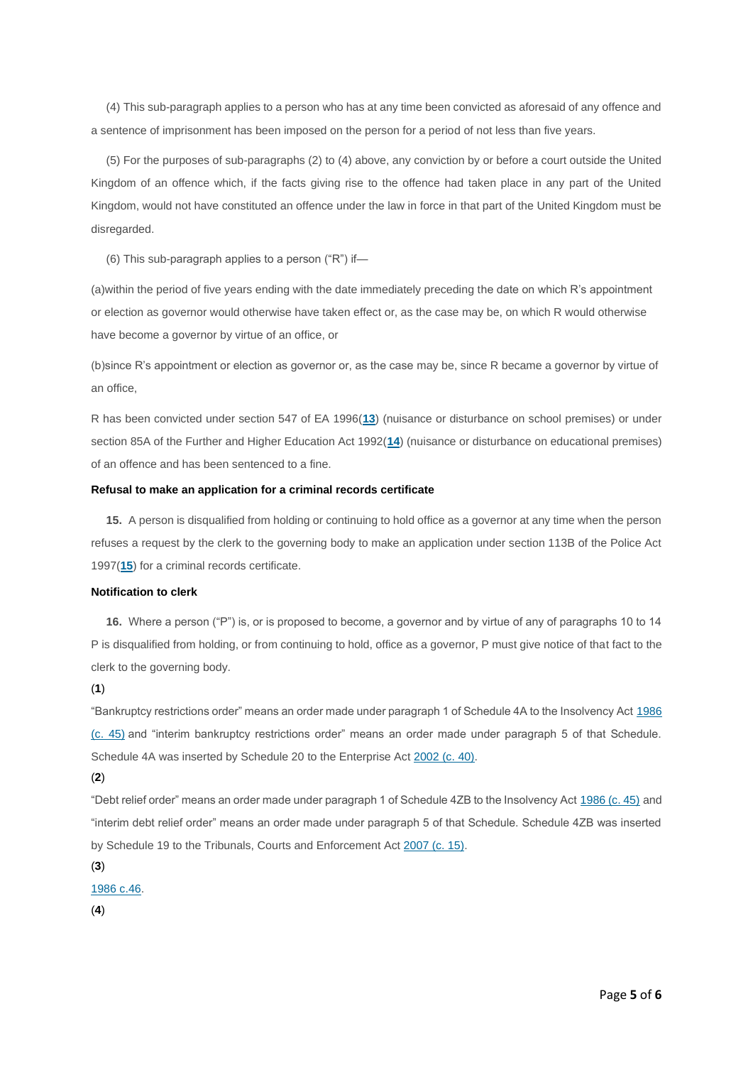(4) This sub-paragraph applies to a person who has at any time been convicted as aforesaid of any offence and a sentence of imprisonment has been imposed on the person for a period of not less than five years.

(5) For the purposes of sub-paragraphs (2) to (4) above, any conviction by or before a court outside the United Kingdom of an offence which, if the facts giving rise to the offence had taken place in any part of the United Kingdom, would not have constituted an offence under the law in force in that part of the United Kingdom must be disregarded.

(6) This sub-paragraph applies to a person ("R") if—

(a)within the period of five years ending with the date immediately preceding the date on which R's appointment or election as governor would otherwise have taken effect or, as the case may be, on which R would otherwise have become a governor by virtue of an office, or

(b)since R's appointment or election as governor or, as the case may be, since R became a governor by virtue of an office,

R has been convicted under section 547 of EA 1996(**13**) (nuisance or disturbance on school premises) or under section 85A of the Further and Higher Education Act 1992(**14**) (nuisance or disturbance on educational premises) of an offence and has been sentenced to a fine.

**Refusal to make an application for a criminal records certificate**

**15.** A person is disqualified from holding or continuing to hold office as a governor at any time when the person refuses a request by the clerk to the governing body to make an application under section 113B of the Police Act 1997(**15**) for a criminal records certificate.

**Notification to clerk**

**16.** Where a person ("P") is, or is proposed to become, a governor and by virtue of any of paragraphs 10 to 14 P is disqualified from holding, or from continuing to hold, office as a governor, P must give notice of that fact to the clerk to the governing body.

(**1**)

"Bankruptcy restrictions order" means an order made under paragraph 1 of Schedule 4A to the Insolvency Act 1986 (c. 45) and "interim bankruptcy restrictions order" means an order made under paragraph 5 of that Schedule. Schedule 4A was inserted by Schedule 20 to the Enterprise Act 2002 (c. 40).

(**2**)

"Debt relief order" means an order made under paragraph 1 of Schedule 4ZB to the Insolvency Act 1986 (c. 45) and "interim debt relief order" means an order made under paragraph 5 of that Schedule. Schedule 4ZB was inserted by Schedule 19 to the Tribunals, Courts and Enforcement Act 2007 (c. 15).

(**3**)

1986 c.46.

(**4**)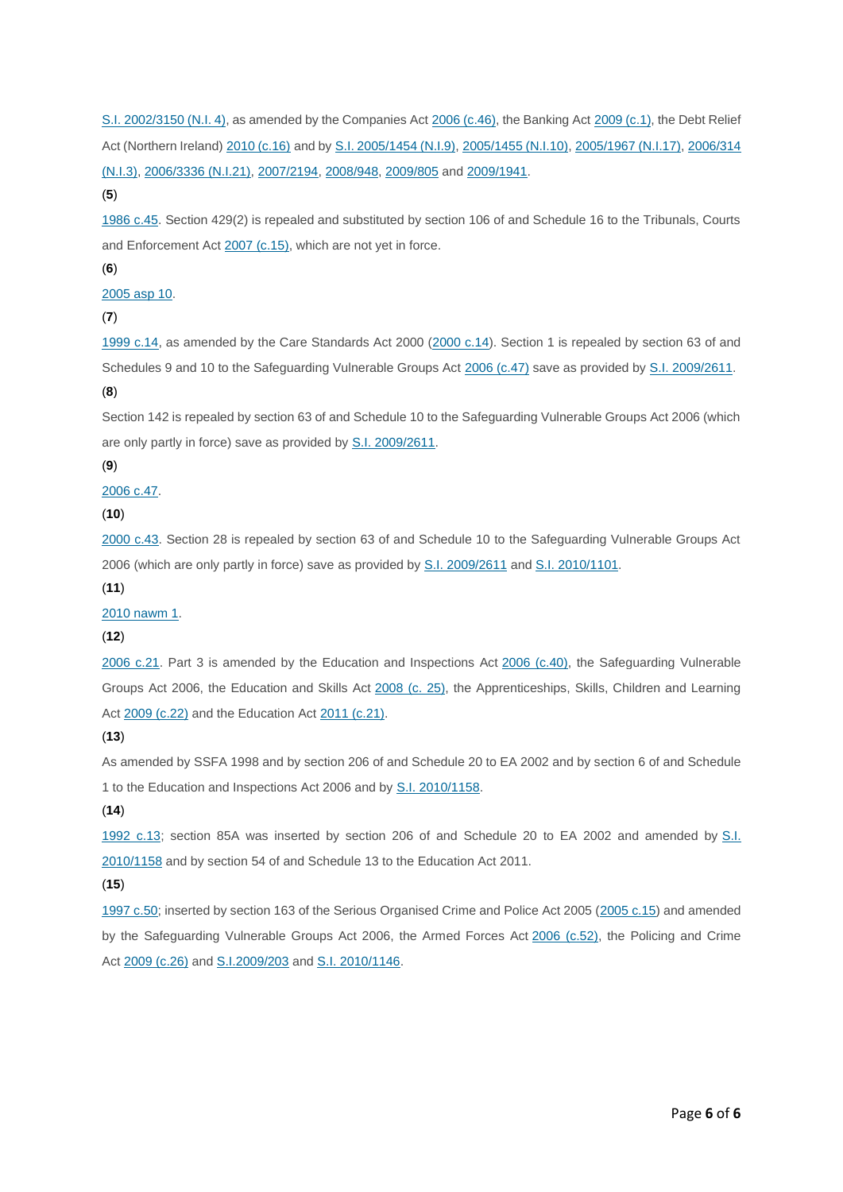S.I. 2002/3150 (N.I. 4), as amended by the Companies Act 2006 (c.46), the Banking Act 2009 (c.1), the Debt Relief Act (Northern Ireland) 2010 (c.16) and by S.I. 2005/1454 (N.I.9), 2005/1455 (N.I.10), 2005/1967 (N.I.17), 2006/314 (N.I.3), 2006/3336 (N.I.21), 2007/2194, 2008/948, 2009/805 and 2009/1941.

(**5**)

1986 c.45. Section 429(2) is repealed and substituted by section 106 of and Schedule 16 to the Tribunals, Courts and Enforcement Act 2007 (c.15), which are not yet in force.

(**6**)

2005 asp 10.

(**7**)

1999 c.14, as amended by the Care Standards Act 2000 (2000 c.14). Section 1 is repealed by section 63 of and Schedules 9 and 10 to the Safeguarding Vulnerable Groups Act 2006 (c.47) save as provided by S.I. 2009/2611.

(**8**)

Section 142 is repealed by section 63 of and Schedule 10 to the Safeguarding Vulnerable Groups Act 2006 (which are only partly in force) save as provided by S.I. 2009/2611.

(**9**)

2006 c.47.

(**10**)

2000 c.43. Section 28 is repealed by section 63 of and Schedule 10 to the Safeguarding Vulnerable Groups Act 2006 (which are only partly in force) save as provided by S.I. 2009/2611 and S.I. 2010/1101.

(**11**)

2010 nawm 1.

(**12**)

2006 c.21. Part 3 is amended by the Education and Inspections Act 2006 (c.40), the Safeguarding Vulnerable Groups Act 2006, the Education and Skills Act 2008 (c. 25), the Apprenticeships, Skills, Children and Learning Act 2009 (c.22) and the Education Act 2011 (c.21).

(**13**)

As amended by SSFA 1998 and by section 206 of and Schedule 20 to EA 2002 and by section 6 of and Schedule 1 to the Education and Inspections Act 2006 and by S.I. 2010/1158.

(**14**)

1992 c.13; section 85A was inserted by section 206 of and Schedule 20 to EA 2002 and amended by S.I. 2010/1158 and by section 54 of and Schedule 13 to the Education Act 2011.

(**15**)

1997 c.50; inserted by section 163 of the Serious Organised Crime and Police Act 2005 (2005 c.15) and amended by the Safeguarding Vulnerable Groups Act 2006, the Armed Forces Act 2006 (c.52), the Policing and Crime Act 2009 (c.26) and S.I.2009/203 and S.I. 2010/1146.